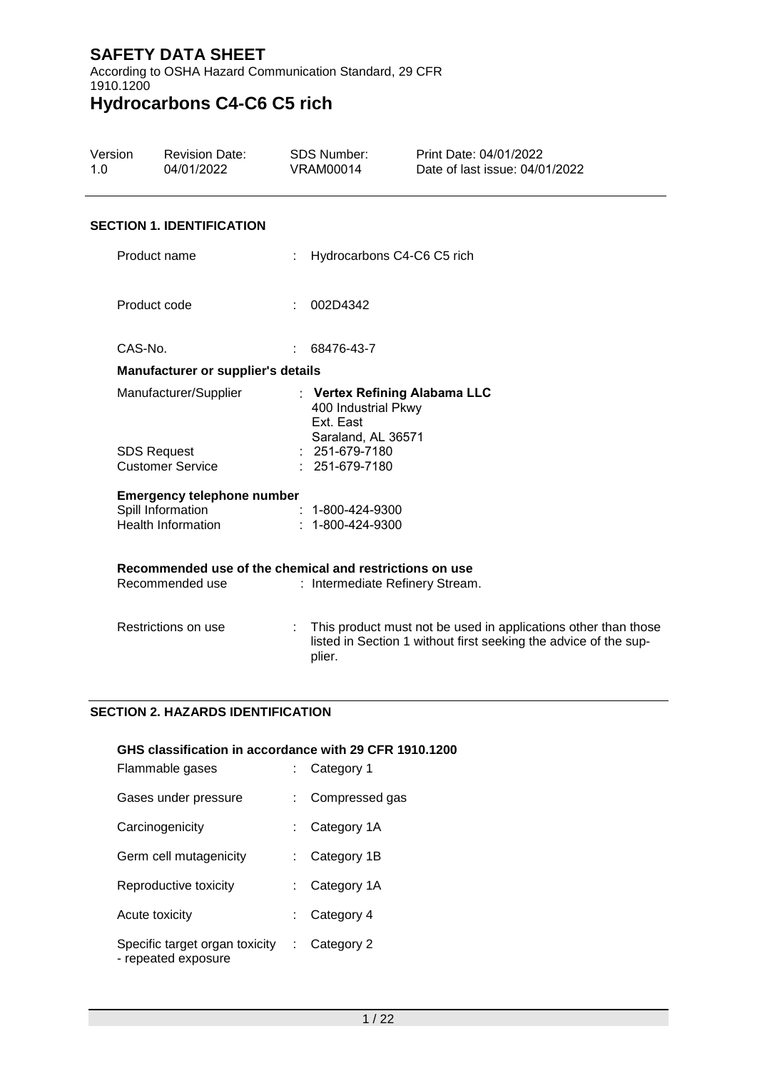# SAFETY DATA SHEET

According to OSHA Hazard Communication Standard, 29 CFR 1910.1200

# Hydrocarbons C4-C6 C5 rich

| Version | Revision Date: | SDS Number: | Print Date: 04/01/2022 |
|---|---|---|---|
| 1.0 | 04/01/2022 | VRAM00014 | Date of last issue: 04/01/2022 |

## SECTION 1. IDENTIFICATION

Product name : Hydrocarbons C4-C6 C5 rich

Product code : 002D4342

CAS-No. : 68476-43-7

### Manufacturer or supplier's details

Manufacturer/Supplier : **Vertex Refining Alabama LLC**
400 Industrial Pkwy
Ext. East
Saraland, AL 36571

SDS Request : 251-679-7180

Customer Service : 251-679-7180

### Emergency telephone number

Spill Information : 1-800-424-9300

Health Information : 1-800-424-9300

### Recommended use of the chemical and restrictions on use

Recommended use : Intermediate Refinery Stream.

Restrictions on use : This product must not be used in applications other than those listed in Section 1 without first seeking the advice of the supplier.

## SECTION 2. HAZARDS IDENTIFICATION

### GHS classification in accordance with 29 CFR 1910.1200

Flammable gases : Category 1

Gases under pressure : Compressed gas

Carcinogenicity : Category 1A

Germ cell mutagenicity : Category 1B

Reproductive toxicity : Category 1A

Acute toxicity : Category 4

Specific target organ toxicity - repeated exposure : Category 2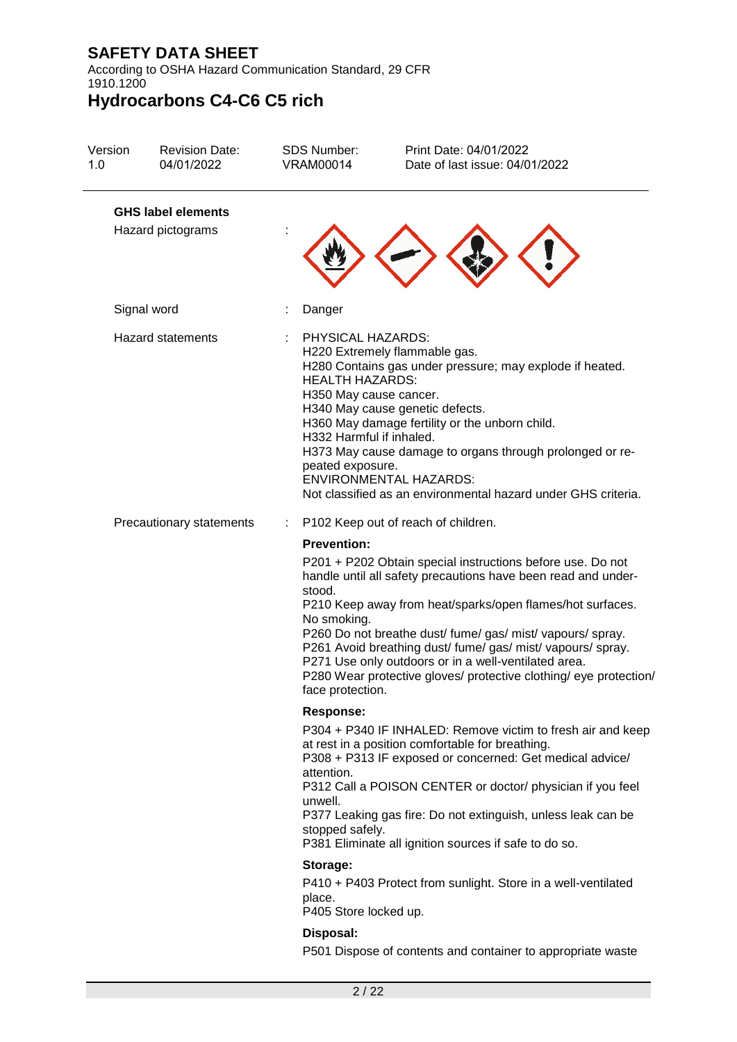**GHS label elements**

Hazard pictograms :

Signal word : Danger

Hazard statements : PHYSICAL HAZARDS:
H220 Extremely flammable gas.
H280 Contains gas under pressure; may explode if heated.
HEALTH HAZARDS:
H350 May cause cancer.
H340 May cause genetic defects.
H360 May damage fertility or the unborn child.
H332 Harmful if inhaled.
H373 May cause damage to organs through prolonged or repeated exposure.
ENVIRONMENTAL HAZARDS:
Not classified as an environmental hazard under GHS criteria.

Precautionary statements : P102 Keep out of reach of children.

**Prevention:**

P201 + P202 Obtain special instructions before use. Do not handle until all safety precautions have been read and understood.
P210 Keep away from heat/sparks/open flames/hot surfaces. No smoking.
P260 Do not breathe dust/ fume/ gas/ mist/ vapours/ spray.
P261 Avoid breathing dust/ fume/ gas/ mist/ vapours/ spray.
P271 Use only outdoors or in a well-ventilated area.
P280 Wear protective gloves/ protective clothing/ eye protection/ face protection.

**Response:**

P304 + P340 IF INHALED: Remove victim to fresh air and keep at rest in a position comfortable for breathing.
P308 + P313 IF exposed or concerned: Get medical advice/ attention.
P312 Call a POISON CENTER or doctor/ physician if you feel unwell.
P377 Leaking gas fire: Do not extinguish, unless leak can be stopped safely.
P381 Eliminate all ignition sources if safe to do so.

**Storage:**

P410 + P403 Protect from sunlight. Store in a well-ventilated place.
P405 Store locked up.

**Disposal:**

P501 Dispose of contents and container to appropriate waste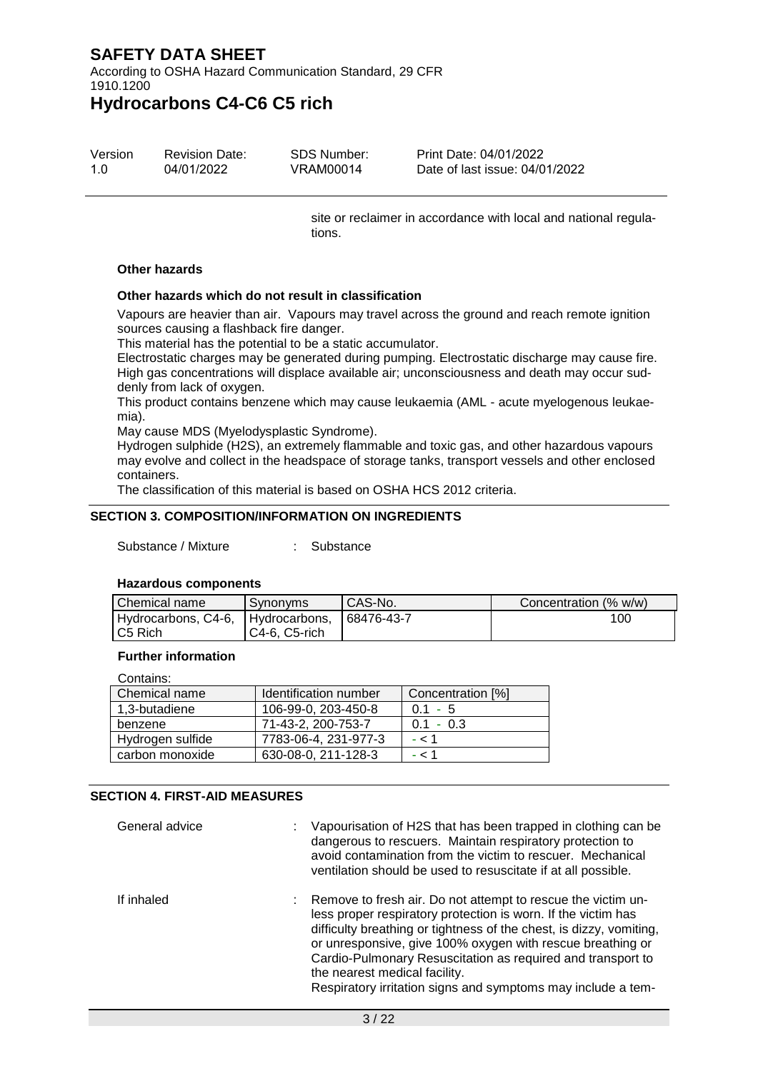site or reclaimer in accordance with local and national regulations.

**Other hazards**

**Other hazards which do not result in classification**

Vapours are heavier than air. Vapours may travel across the ground and reach remote ignition sources causing a flashback fire danger.
This material has the potential to be a static accumulator.
Electrostatic charges may be generated during pumping. Electrostatic discharge may cause fire.
High gas concentrations will displace available air; unconsciousness and death may occur suddenly from lack of oxygen.
This product contains benzene which may cause leukaemia (AML - acute myelogenous leukaemia).
May cause MDS (Myelodysplastic Syndrome).
Hydrogen sulphide (H2S), an extremely flammable and toxic gas, and other hazardous vapours may evolve and collect in the headspace of storage tanks, transport vessels and other enclosed containers.
The classification of this material is based on OSHA HCS 2012 criteria.

## SECTION 3. COMPOSITION/INFORMATION ON INGREDIENTS

Substance / Mixture : Substance

**Hazardous components**

| Chemical name | Synonyms | CAS-No. | Concentration (% w/w) |
|---|---|---|---|
| Hydrocarbons, C4-6, C5 Rich | Hydrocarbons, C4-6, C5-rich | 68476-43-7 | 100 |

**Further information**

Contains:

| Chemical name | Identification number | Concentration [%] |
|---|---|---|
| 1,3-butadiene | 106-99-0, 203-450-8 | 0.1 - 5 |
| benzene | 71-43-2, 200-753-7 | 0.1 - 0.3 |
| Hydrogen sulfide | 7783-06-4, 231-977-3 | - < 1 |
| carbon monoxide | 630-08-0, 211-128-3 | - < 1 |

## SECTION 4. FIRST-AID MEASURES

General advice : Vapourisation of H2S that has been trapped in clothing can be dangerous to rescuers. Maintain respiratory protection to avoid contamination from the victim to rescuer. Mechanical ventilation should be used to resuscitate if at all possible.

If inhaled : Remove to fresh air. Do not attempt to rescue the victim unless proper respiratory protection is worn. If the victim has difficulty breathing or tightness of the chest, is dizzy, vomiting, or unresponsive, give 100% oxygen with rescue breathing or Cardio-Pulmonary Resuscitation as required and transport to the nearest medical facility.
Respiratory irritation signs and symptoms may include a tem-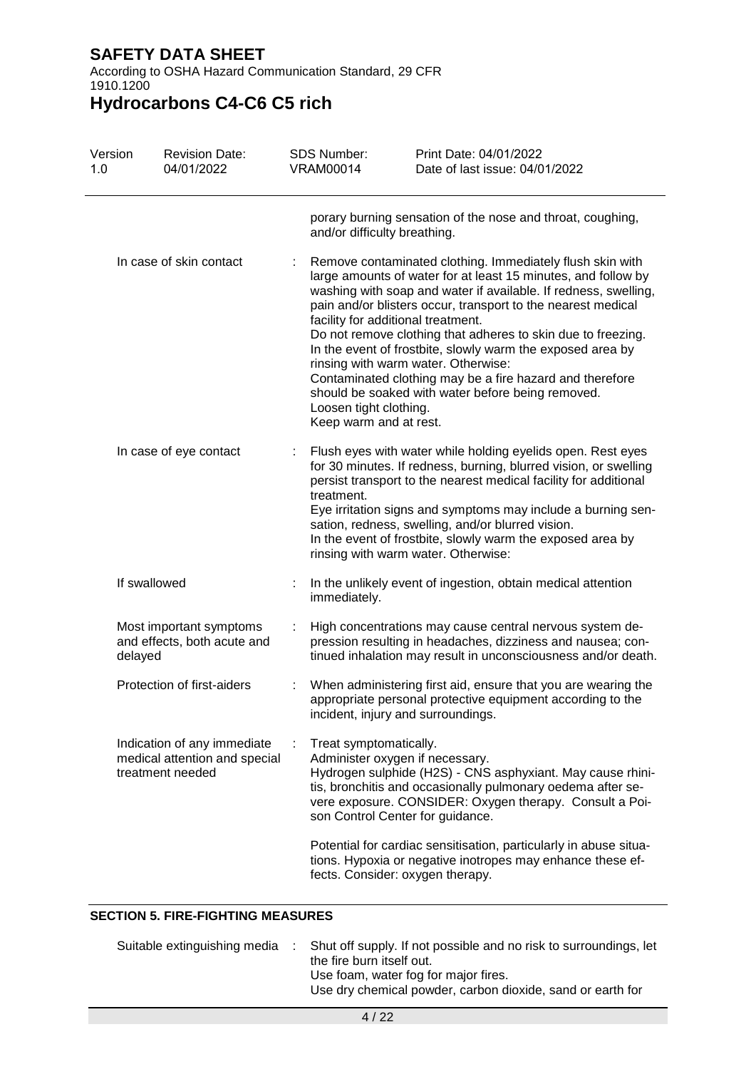porary burning sensation of the nose and throat, coughing, and/or difficulty breathing.

| | | |
|---|---|---|
| In case of skin contact | : | Remove contaminated clothing. Immediately flush skin with large amounts of water for at least 15 minutes, and follow by washing with soap and water if available. If redness, swelling, pain and/or blisters occur, transport to the nearest medical facility for additional treatment.<br>Do not remove clothing that adheres to skin due to freezing.<br>In the event of frostbite, slowly warm the exposed area by rinsing with warm water. Otherwise:<br>Contaminated clothing may be a fire hazard and therefore should be soaked with water before being removed.<br>Loosen tight clothing.<br>Keep warm and at rest. |
| In case of eye contact | : | Flush eyes with water while holding eyelids open. Rest eyes for 30 minutes. If redness, burning, blurred vision, or swelling persist transport to the nearest medical facility for additional treatment.<br>Eye irritation signs and symptoms may include a burning sensation, redness, swelling, and/or blurred vision.<br>In the event of frostbite, slowly warm the exposed area by rinsing with warm water. Otherwise: |
| If swallowed | : | In the unlikely event of ingestion, obtain medical attention immediately. |
| Most important symptoms and effects, both acute and delayed | : | High concentrations may cause central nervous system depression resulting in headaches, dizziness and nausea; continued inhalation may result in unconsciousness and/or death. |
| Protection of first-aiders | : | When administering first aid, ensure that you are wearing the appropriate personal protective equipment according to the incident, injury and surroundings. |
| Indication of any immediate medical attention and special treatment needed | : | Treat symptomatically.<br>Administer oxygen if necessary.<br>Hydrogen sulphide ($H_2S$) - CNS asphyxiant. May cause rhinitis, bronchitis and occasionally pulmonary oedema after severe exposure. CONSIDER: Oxygen therapy. Consult a Poison Control Center for guidance.<br><br>Potential for cardiac sensitisation, particularly in abuse situations. Hypoxia or negative inotropes may enhance these effects. Consider: oxygen therapy. |

## SECTION 5. FIRE-FIGHTING MEASURES

| | | |
|---|---|---|
| Suitable extinguishing media | : | Shut off supply. If not possible and no risk to surroundings, let the fire burn itself out.<br>Use foam, water fog for major fires.<br>Use dry chemical powder, carbon dioxide, sand or earth for |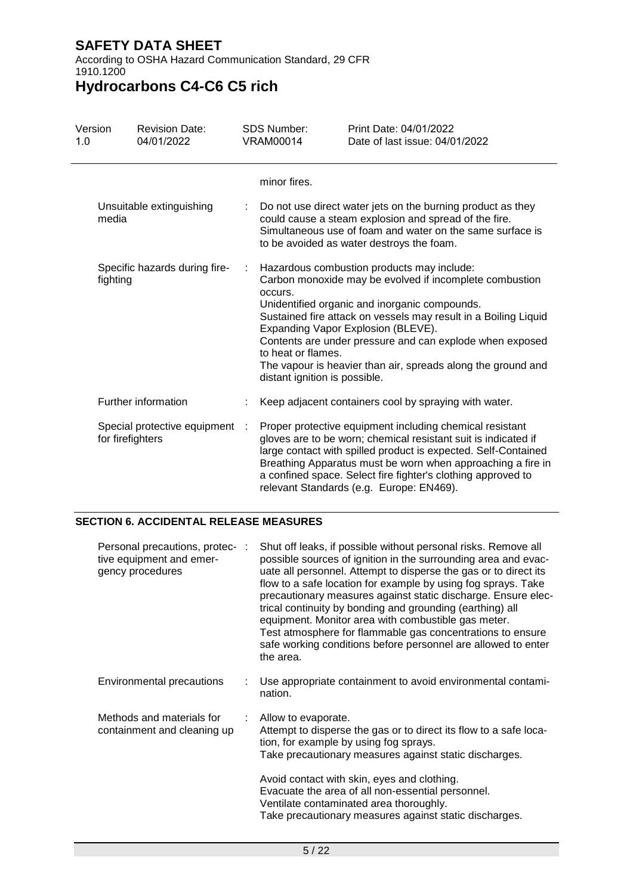minor fires.

| | | |
|---|---|---|
| Unsuitable extinguishing media | : | Do not use direct water jets on the burning product as they could cause a steam explosion and spread of the fire. Simultaneous use of foam and water on the same surface is to be avoided as water destroys the foam. |
| Specific hazards during fire-fighting | : | Hazardous combustion products may include:<br>Carbon monoxide may be evolved if incomplete combustion occurs.<br>Unidentified organic and inorganic compounds.<br>Sustained fire attack on vessels may result in a Boiling Liquid Expanding Vapor Explosion (BLEVE).<br>Contents are under pressure and can explode when exposed to heat or flames.<br>The vapour is heavier than air, spreads along the ground and distant ignition is possible. |
| Further information | : | Keep adjacent containers cool by spraying with water. |
| Special protective equipment for firefighters | : | Proper protective equipment including chemical resistant gloves are to be worn; chemical resistant suit is indicated if large contact with spilled product is expected. Self-Contained Breathing Apparatus must be worn when approaching a fire in a confined space. Select fire fighter's clothing approved to relevant Standards (e.g. Europe: EN469). |

## SECTION 6. ACCIDENTAL RELEASE MEASURES

| | | |
|---|---|---|
| Personal precautions, protective equipment and emergency procedures | : | Shut off leaks, if possible without personal risks. Remove all possible sources of ignition in the surrounding area and evacuate all personnel. Attempt to disperse the gas or to direct its flow to a safe location for example by using fog sprays. Take precautionary measures against static discharge. Ensure electrical continuity by bonding and grounding (earthing) all equipment. Monitor area with combustible gas meter.<br>Test atmosphere for flammable gas concentrations to ensure safe working conditions before personnel are allowed to enter the area. |
| Environmental precautions | : | Use appropriate containment to avoid environmental contamination. |
| Methods and materials for containment and cleaning up | : | Allow to evaporate.<br>Attempt to disperse the gas or to direct its flow to a safe location, for example by using fog sprays.<br>Take precautionary measures against static discharges.<br><br>Avoid contact with skin, eyes and clothing.<br>Evacuate the area of all non-essential personnel.<br>Ventilate contaminated area thoroughly.<br>Take precautionary measures against static discharges. |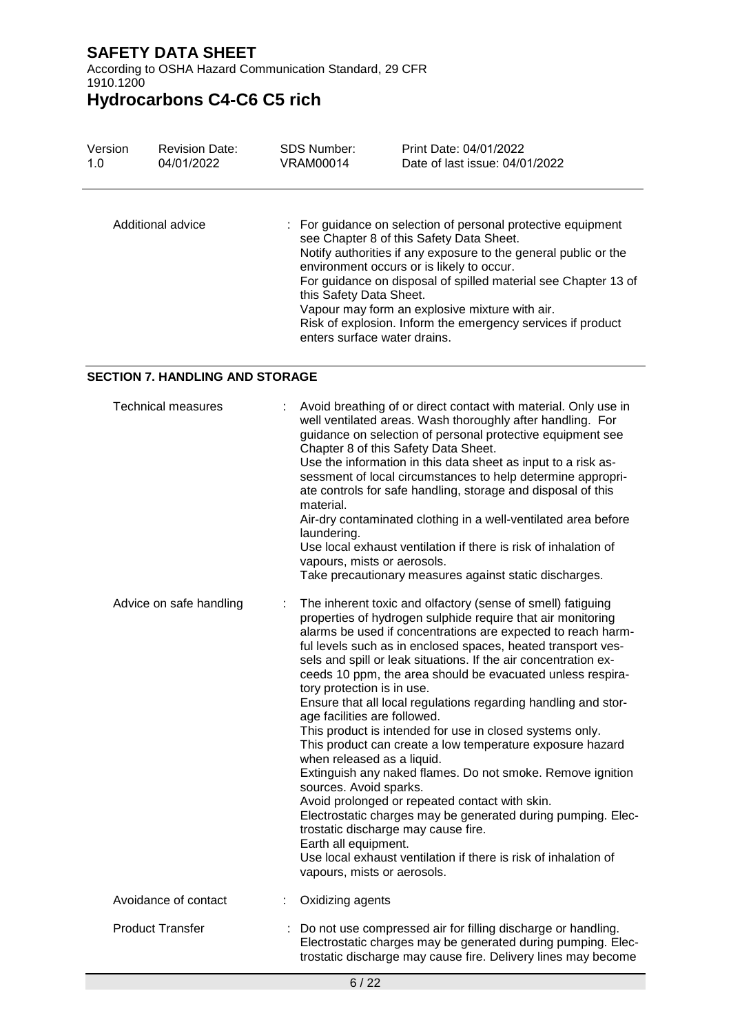| | |
|---|---|
| Additional advice | : For guidance on selection of personal protective equipment see Chapter 8 of this Safety Data Sheet.<br>Notify authorities if any exposure to the general public or the environment occurs or is likely to occur.<br>For guidance on disposal of spilled material see Chapter 13 of this Safety Data Sheet.<br>Vapour may form an explosive mixture with air.<br>Risk of explosion. Inform the emergency services if product enters surface water drains. |

## SECTION 7. HANDLING AND STORAGE

| | |
|---|---|
| Technical measures | : Avoid breathing of or direct contact with material. Only use in well ventilated areas. Wash thoroughly after handling. For guidance on selection of personal protective equipment see Chapter 8 of this Safety Data Sheet.<br>Use the information in this data sheet as input to a risk assessment of local circumstances to help determine appropriate controls for safe handling, storage and disposal of this material.<br>Air-dry contaminated clothing in a well-ventilated area before laundering.<br>Use local exhaust ventilation if there is risk of inhalation of vapours, mists or aerosols.<br>Take precautionary measures against static discharges. |
| Advice on safe handling | : The inherent toxic and olfactory (sense of smell) fatiguing properties of hydrogen sulphide require that air monitoring alarms be used if concentrations are expected to reach harmful levels such as in enclosed spaces, heated transport vessels and spill or leak situations. If the air concentration exceeds 10 ppm, the area should be evacuated unless respiratory protection is in use.<br>Ensure that all local regulations regarding handling and storage facilities are followed.<br>This product is intended for use in closed systems only.<br>This product can create a low temperature exposure hazard when released as a liquid.<br>Extinguish any naked flames. Do not smoke. Remove ignition sources. Avoid sparks.<br>Avoid prolonged or repeated contact with skin.<br>Electrostatic charges may be generated during pumping. Electrostatic discharge may cause fire.<br>Earth all equipment.<br>Use local exhaust ventilation if there is risk of inhalation of vapours, mists or aerosols. |
| Avoidance of contact | : Oxidizing agents |
| Product Transfer | : Do not use compressed air for filling discharge or handling. Electrostatic charges may be generated during pumping. Electrostatic discharge may cause fire. Delivery lines may become |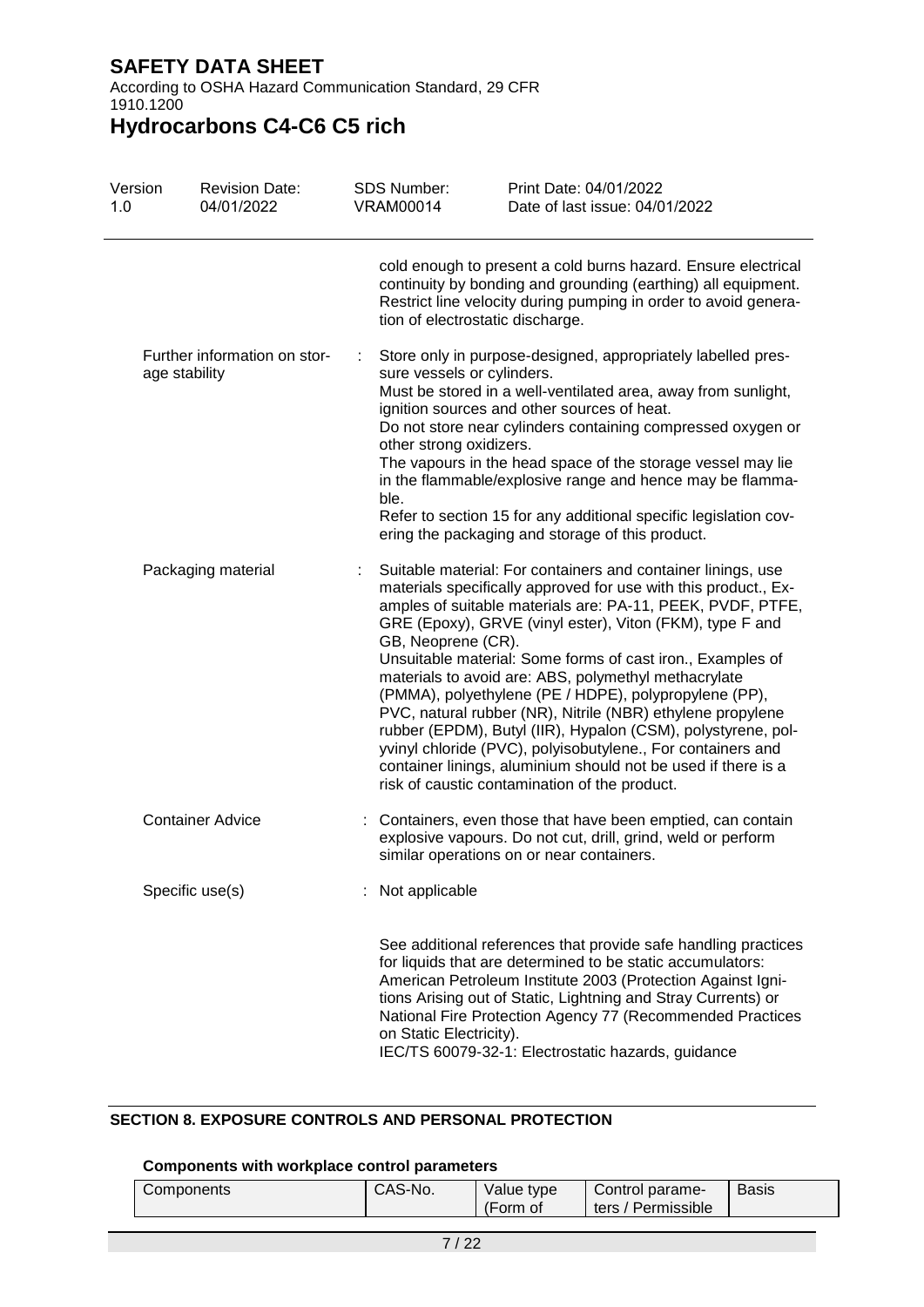cold enough to present a cold burns hazard. Ensure electrical continuity by bonding and grounding (earthing) all equipment. Restrict line velocity during pumping in order to avoid generation of electrostatic discharge.

| | | |
|---|---|---|
| Further information on storage stability | : | Store only in purpose-designed, appropriately labelled pressure vessels or cylinders.<br>Must be stored in a well-ventilated area, away from sunlight, ignition sources and other sources of heat.<br>Do not store near cylinders containing compressed oxygen or other strong oxidizers.<br>The vapours in the head space of the storage vessel may lie in the flammable/explosive range and hence may be flammable.<br>Refer to section 15 for any additional specific legislation covering the packaging and storage of this product. |
| Packaging material | : | Suitable material: For containers and container linings, use materials specifically approved for use with this product., Examples of suitable materials are: PA-11, PEEK, PVDF, PTFE, GRE (Epoxy), GRVE (vinyl ester), Viton (FKM), type F and GB, Neoprene (CR).<br>Unsuitable material: Some forms of cast iron., Examples of materials to avoid are: ABS, polymethyl methacrylate (PMMA), polyethylene (PE / HDPE), polypropylene (PP), PVC, natural rubber (NR), Nitrile (NBR) ethylene propylene rubber (EPDM), Butyl (IIR), Hypalon (CSM), polystyrene, polyvinyl chloride (PVC), polyisobutylene., For containers and container linings, aluminium should not be used if there is a risk of caustic contamination of the product. |
| Container Advice | : | Containers, even those that have been emptied, can contain explosive vapours. Do not cut, drill, grind, weld or perform similar operations on or near containers. |
| Specific use(s) | : | Not applicable |

See additional references that provide safe handling practices for liquids that are determined to be static accumulators: American Petroleum Institute 2003 (Protection Against Ignitions Arising out of Static, Lightning and Stray Currents) or National Fire Protection Agency 77 (Recommended Practices on Static Electricity).
IEC/TS 60079-32-1: Electrostatic hazards, guidance

## SECTION 8. EXPOSURE CONTROLS AND PERSONAL PROTECTION

### Components with workplace control parameters

| Components | CAS-No. | Value type (Form of | Control parameters / Permissible | Basis |
|---|---|---|---|---|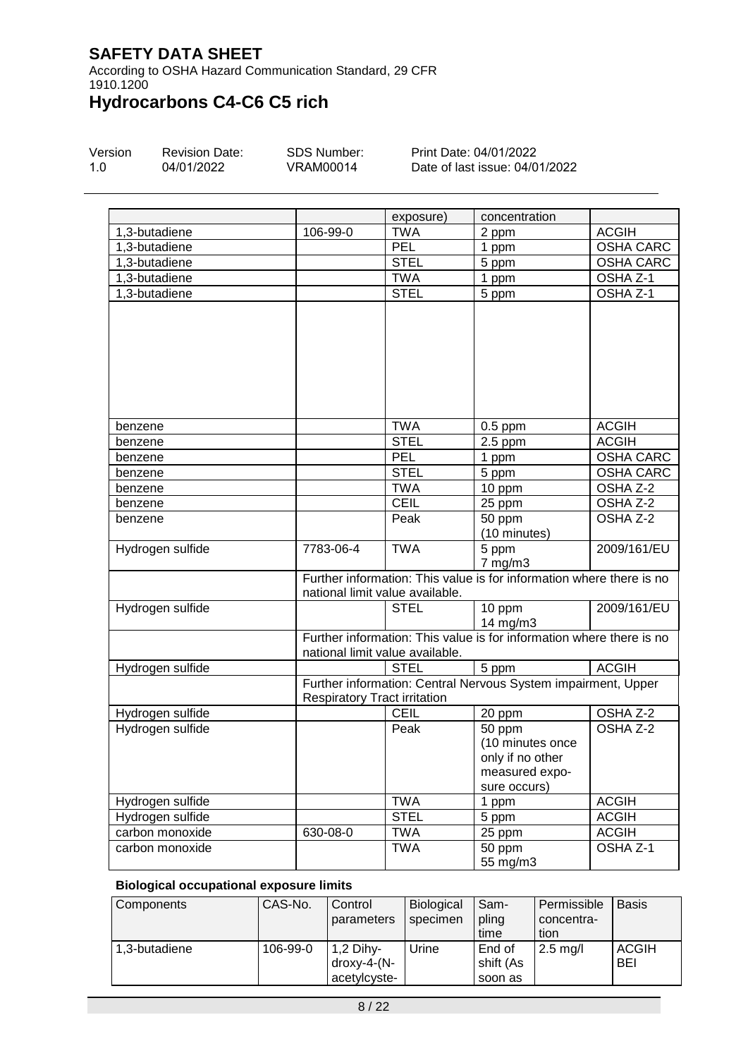| | | exposure) | concentration | |
|---|---|---|---|---|
| 1,3-butadiene | 106-99-0 | TWA | 2 ppm | ACGIH |
| 1,3-butadiene | | PEL | 1 ppm | OSHA CARC |
| 1,3-butadiene | | STEL | 5 ppm | OSHA CARC |
| 1,3-butadiene | | TWA | 1 ppm | OSHA Z-1 |
| 1,3-butadiene | | STEL | 5 ppm | OSHA Z-1 |
| | | | | |
| benzene | | TWA | 0.5 ppm | ACGIH |
| benzene | | STEL | 2.5 ppm | ACGIH |
| benzene | | PEL | 1 ppm | OSHA CARC |
| benzene | | STEL | 5 ppm | OSHA CARC |
| benzene | | TWA | 10 ppm | OSHA Z-2 |
| benzene | | CEIL | 25 ppm | OSHA Z-2 |
| benzene | | Peak | 50 ppm (10 minutes) | OSHA Z-2 |
| Hydrogen sulfide | 7783-06-4 | TWA | 5 ppm 7 mg/m3 | 2009/161/EU |
| | Further information: This value is for information where there is no national limit value available. | | | |
| Hydrogen sulfide | | STEL | 10 ppm 14 mg/m3 | 2009/161/EU |
| | Further information: This value is for information where there is no national limit value available. | | | |
| Hydrogen sulfide | | STEL | 5 ppm | ACGIH |
| | Further information: Central Nervous System impairment, Upper Respiratory Tract irritation | | | |
| Hydrogen sulfide | | CEIL | 20 ppm | OSHA Z-2 |
| Hydrogen sulfide | | Peak | 50 ppm (10 minutes once only if no other measured exposure occurs) | OSHA Z-2 |
| Hydrogen sulfide | | TWA | 1 ppm | ACGIH |
| Hydrogen sulfide | | STEL | 5 ppm | ACGIH |
| carbon monoxide | 630-08-0 | TWA | 25 ppm | ACGIH |
| carbon monoxide | | TWA | 50 ppm 55 mg/m3 | OSHA Z-1 |

**Biological occupational exposure limits**

| Components | CAS-No. | Control parameters | Biological specimen | Sampling time | Permissible concentration | Basis |
|---|---|---|---|---|---|---|
| 1,3-butadiene | 106-99-0 | 1,2 Dihydroxy-4-(N-acetylcyste- | Urine | End of shift (As soon as | 2.5 mg/l | ACGIH BEI |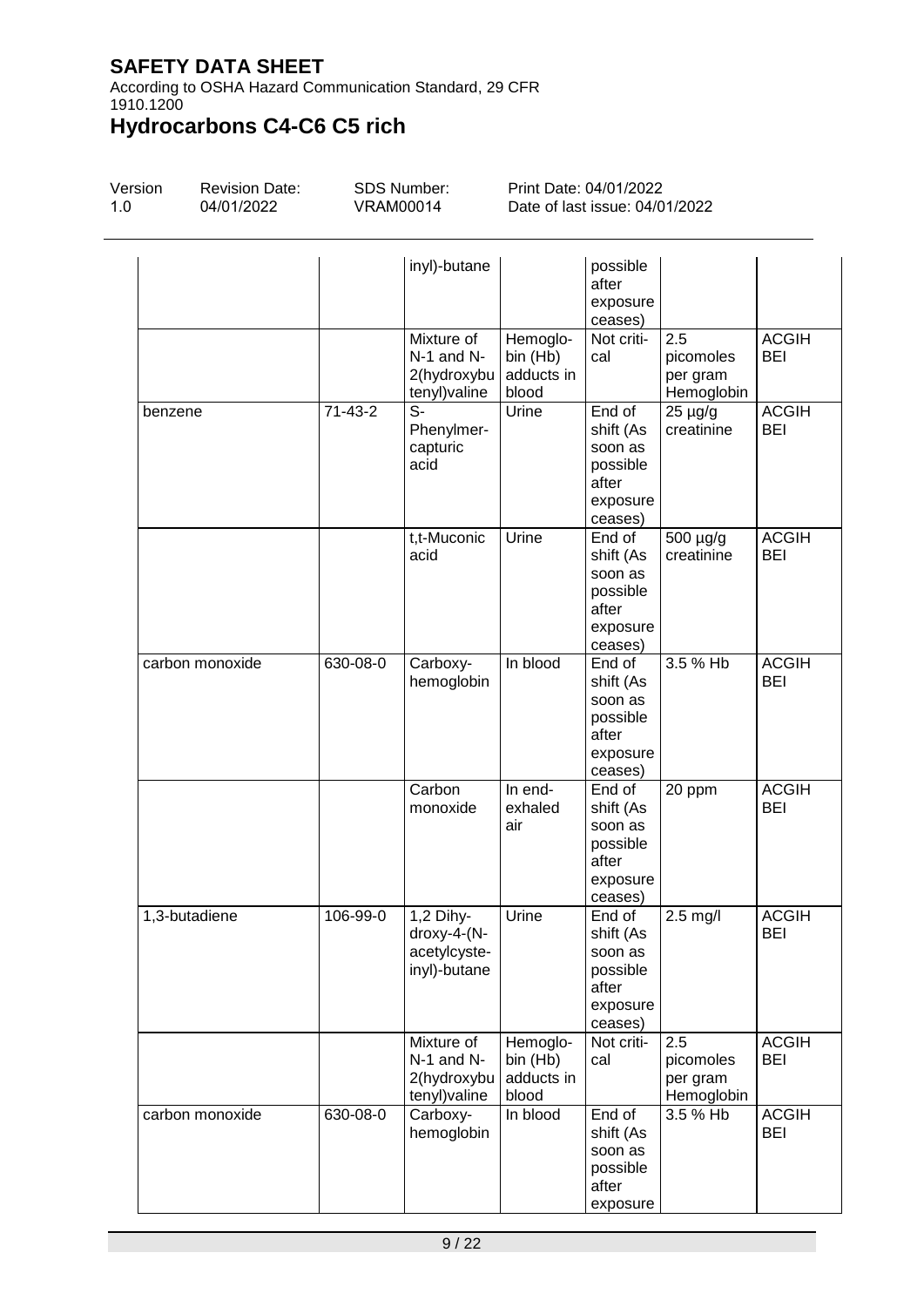| | | | | | | |
|---|---|---|---|---|---|---|
| | | inyl)-butane | | possible after exposure ceases) | | |
| | | Mixture of N-1 and N-2(hydroxybutenyl)valine | Hemoglobin (Hb) adducts in blood | Not critical | 2.5 picomoles per gram Hemoglobin | ACGIH BEI |
| benzene | 71-43-2 | S-Phenylmercapturic acid | Urine | End of shift (As soon as possible after exposure ceases) | 25 µg/g creatinine | ACGIH BEI |
| | | t,t-Muconic acid | Urine | End of shift (As soon as possible after exposure ceases) | 500 µg/g creatinine | ACGIH BEI |
| carbon monoxide | 630-08-0 | Carboxyhemoglobin | In blood | End of shift (As soon as possible after exposure ceases) | 3.5 % Hb | ACGIH BEI |
| | | Carbon monoxide | In end-exhaled air | End of shift (As soon as possible after exposure ceases) | 20 ppm | ACGIH BEI |
| 1,3-butadiene | 106-99-0 | 1,2 Dihydroxy-4-(N-acetylcysteinyl)-butane | Urine | End of shift (As soon as possible after exposure ceases) | 2.5 mg/l | ACGIH BEI |
| | | Mixture of N-1 and N-2(hydroxybutenyl)valine | Hemoglobin (Hb) adducts in blood | Not critical | 2.5 picomoles per gram Hemoglobin | ACGIH BEI |
| carbon monoxide | 630-08-0 | Carboxyhemoglobin | In blood | End of shift (As soon as possible after exposure | 3.5 % Hb | ACGIH BEI |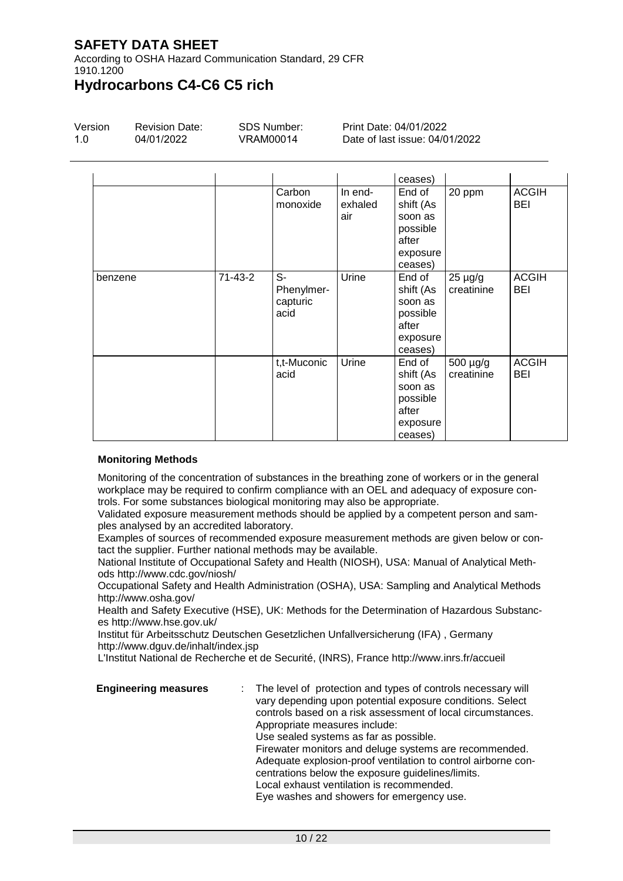| | | | | | | |
|---|---|---|---|---|---|---|
| | | | | ceases) | | |
| | | Carbon monoxide | In end-exhaled air | End of shift (As soon as possible after exposure ceases) | 20 ppm | ACGIH BEI |
| benzene | 71-43-2 | S-Phenylmer-capturic acid | Urine | End of shift (As soon as possible after exposure ceases) | 25 µg/g creatinine | ACGIH BEI |
| | | t,t-Muconic acid | Urine | End of shift (As soon as possible after exposure ceases) | 500 µg/g creatinine | ACGIH BEI |

**Monitoring Methods**

Monitoring of the concentration of substances in the breathing zone of workers or in the general workplace may be required to confirm compliance with an OEL and adequacy of exposure controls. For some substances biological monitoring may also be appropriate.
Validated exposure measurement methods should be applied by a competent person and samples analysed by an accredited laboratory.
Examples of sources of recommended exposure measurement methods are given below or contact the supplier. Further national methods may be available.
National Institute of Occupational Safety and Health (NIOSH), USA: Manual of Analytical Methods http://www.cdc.gov/niosh/
Occupational Safety and Health Administration (OSHA), USA: Sampling and Analytical Methods http://www.osha.gov/
Health and Safety Executive (HSE), UK: Methods for the Determination of Hazardous Substances http://www.hse.gov.uk/
Institut für Arbeitsschutz Deutschen Gesetzlichen Unfallversicherung (IFA) , Germany http://www.dguv.de/inhalt/index.jsp
L'Institut National de Recherche et de Securité, (INRS), France http://www.inrs.fr/accueil

**Engineering measures** : The level of protection and types of controls necessary will vary depending upon potential exposure conditions. Select controls based on a risk assessment of local circumstances.
Appropriate measures include:
Use sealed systems as far as possible.
Firewater monitors and deluge systems are recommended.
Adequate explosion-proof ventilation to control airborne concentrations below the exposure guidelines/limits.
Local exhaust ventilation is recommended.
Eye washes and showers for emergency use.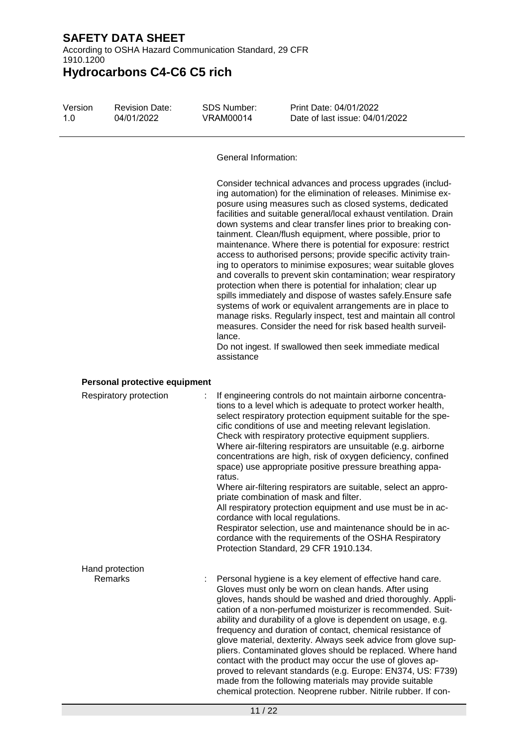General Information:

Consider technical advances and process upgrades (including automation) for the elimination of releases. Minimise exposure using measures such as closed systems, dedicated facilities and suitable general/local exhaust ventilation. Drain down systems and clear transfer lines prior to breaking containment. Clean/flush equipment, where possible, prior to maintenance. Where there is potential for exposure: restrict access to authorised persons; provide specific activity training to operators to minimise exposures; wear suitable gloves and coveralls to prevent skin contamination; wear respiratory protection when there is potential for inhalation; clear up spills immediately and dispose of wastes safely.Ensure safe systems of work or equivalent arrangements are in place to manage risks. Regularly inspect, test and maintain all control measures. Consider the need for risk based health surveillance.

Do not ingest. If swallowed then seek immediate medical assistance

**Personal protective equipment**

Respiratory protection : If engineering controls do not maintain airborne concentrations to a level which is adequate to protect worker health, select respiratory protection equipment suitable for the specific conditions of use and meeting relevant legislation. Check with respiratory protective equipment suppliers.
Where air-filtering respirators are unsuitable (e.g. airborne concentrations are high, risk of oxygen deficiency, confined space) use appropriate positive pressure breathing apparatus.
Where air-filtering respirators are suitable, select an appropriate combination of mask and filter.
All respiratory protection equipment and use must be in accordance with local regulations.
Respirator selection, use and maintenance should be in accordance with the requirements of the OSHA Respiratory Protection Standard, 29 CFR 1910.134.

Hand protection

Remarks : Personal hygiene is a key element of effective hand care. Gloves must only be worn on clean hands. After using gloves, hands should be washed and dried thoroughly. Application of a non-perfumed moisturizer is recommended. Suitability and durability of a glove is dependent on usage, e.g. frequency and duration of contact, chemical resistance of glove material, dexterity. Always seek advice from glove suppliers. Contaminated gloves should be replaced. Where hand contact with the product may occur the use of gloves approved to relevant standards (e.g. Europe: EN374, US: F739) made from the following materials may provide suitable chemical protection. Neoprene rubber. Nitrile rubber. If con-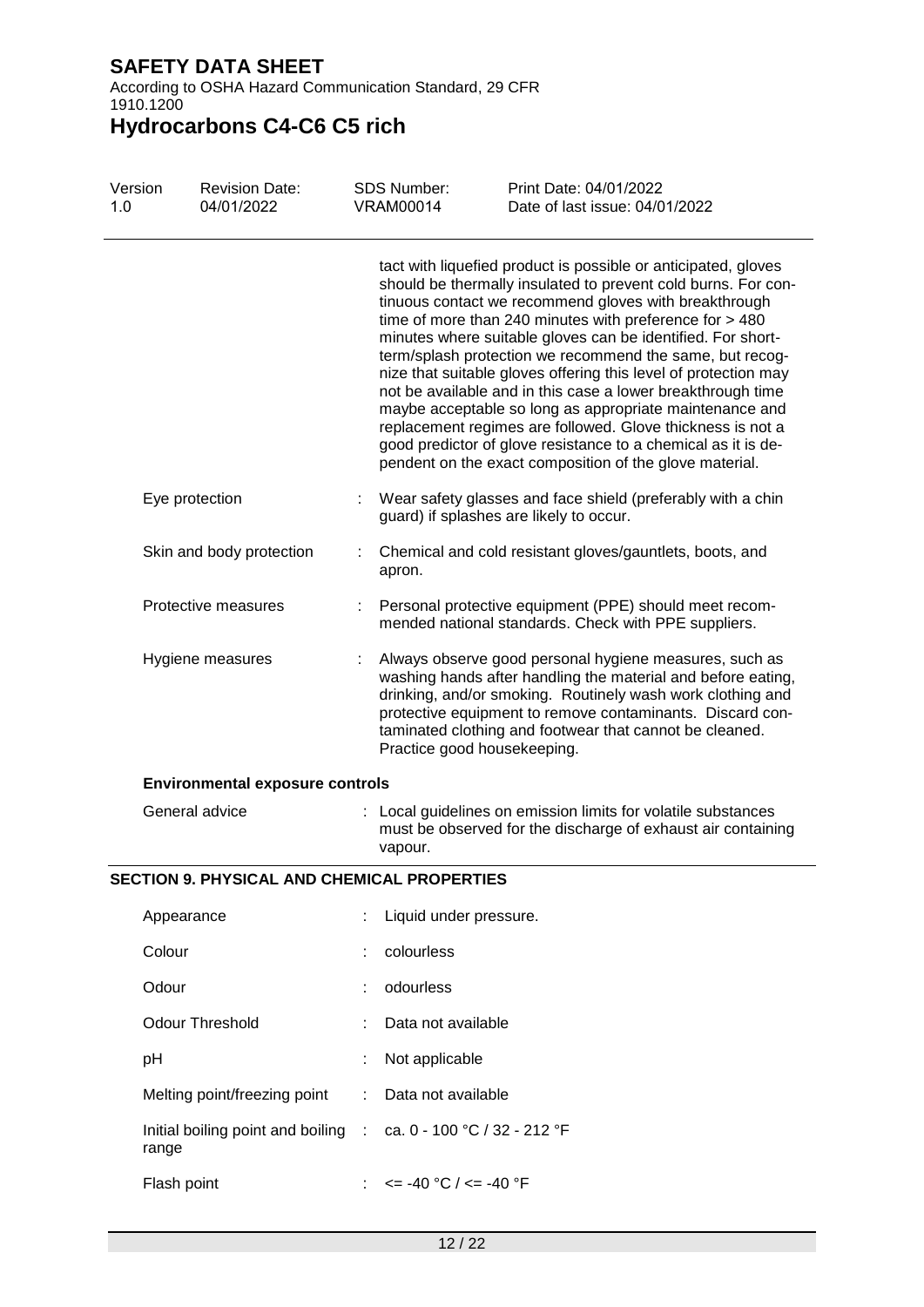tact with liquefied product is possible or anticipated, gloves should be thermally insulated to prevent cold burns. For continuous contact we recommend gloves with breakthrough time of more than 240 minutes with preference for > 480 minutes where suitable gloves can be identified. For short-term/splash protection we recommend the same, but recognize that suitable gloves offering this level of protection may not be available and in this case a lower breakthrough time maybe acceptable so long as appropriate maintenance and replacement regimes are followed. Glove thickness is not a good predictor of glove resistance to a chemical as it is dependent on the exact composition of the glove material.

| | |
|---|---|
| Eye protection | : Wear safety glasses and face shield (preferably with a chin guard) if splashes are likely to occur. |
| Skin and body protection | : Chemical and cold resistant gloves/gauntlets, boots, and apron. |
| Protective measures | : Personal protective equipment (PPE) should meet recommended national standards. Check with PPE suppliers. |
| Hygiene measures | : Always observe good personal hygiene measures, such as washing hands after handling the material and before eating, drinking, and/or smoking. Routinely wash work clothing and protective equipment to remove contaminants. Discard contaminated clothing and footwear that cannot be cleaned. Practice good housekeeping. |

**Environmental exposure controls**

| | |
|---|---|
| General advice | : Local guidelines on emission limits for volatile substances must be observed for the discharge of exhaust air containing vapour. |

## SECTION 9. PHYSICAL AND CHEMICAL PROPERTIES

| | |
|---|---|
| Appearance | : Liquid under pressure. |
| Colour | : colourless |
| Odour | : odourless |
| Odour Threshold | : Data not available |
| pH | : Not applicable |
| Melting point/freezing point | : Data not available |
| Initial boiling point and boiling range | : ca. 0 - 100 °C / 32 - 212 °F |
| Flash point | : <= -40 °C / <= -40 °F |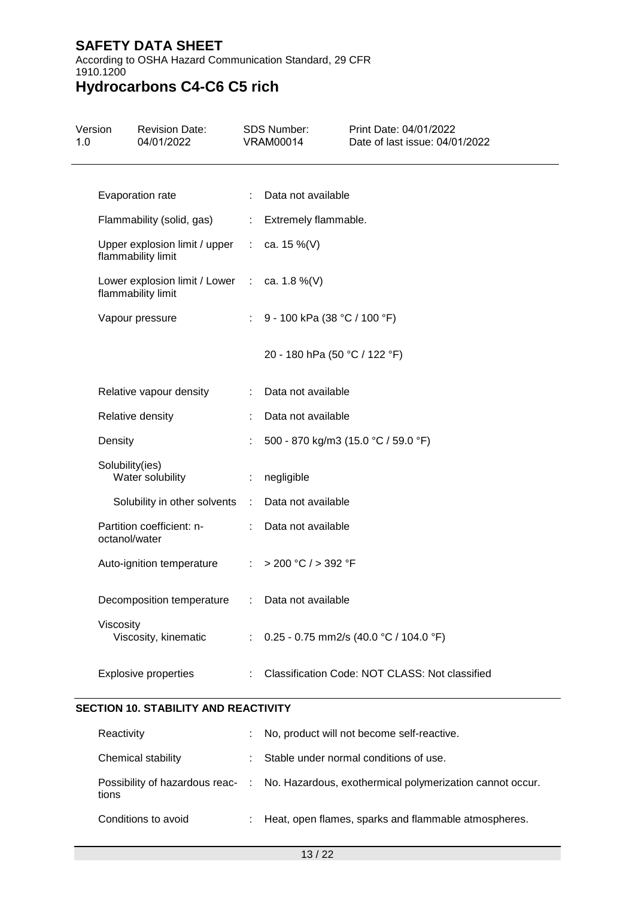| | | |
|---|---|---|
| Evaporation rate | : | Data not available |
| Flammability (solid, gas) | : | Extremely flammable. |
| Upper explosion limit / upper flammability limit | : | ca. 15 %(V) |
| Lower explosion limit / Lower flammability limit | : | ca. 1.8 %(V) |
| Vapour pressure | : | 9 - 100 kPa (38 °C / 100 °F)<br><br>20 - 180 hPa (50 °C / 122 °F) |
| Relative vapour density | : | Data not available |
| Relative density | : | Data not available |
| Density | : | 500 - 870 kg/m3 (15.0 °C / 59.0 °F) |
| Solubility(ies)<br>Water solubility | : | negligible |
| Solubility in other solvents | : | Data not available |
| Partition coefficient: n-octanol/water | : | Data not available |
| Auto-ignition temperature | : | > 200 °C / > 392 °F |
| Decomposition temperature | : | Data not available |
| Viscosity<br>Viscosity, kinematic | : | 0.25 - 0.75 mm2/s (40.0 °C / 104.0 °F) |
| Explosive properties | : | Classification Code: NOT CLASS: Not classified |

## SECTION 10. STABILITY AND REACTIVITY

| | | |
|---|---|---|
| Reactivity | : | No, product will not become self-reactive. |
| Chemical stability | : | Stable under normal conditions of use. |
| Possibility of hazardous reactions | : | No. Hazardous, exothermical polymerization cannot occur. |
| Conditions to avoid | : | Heat, open flames, sparks and flammable atmospheres. |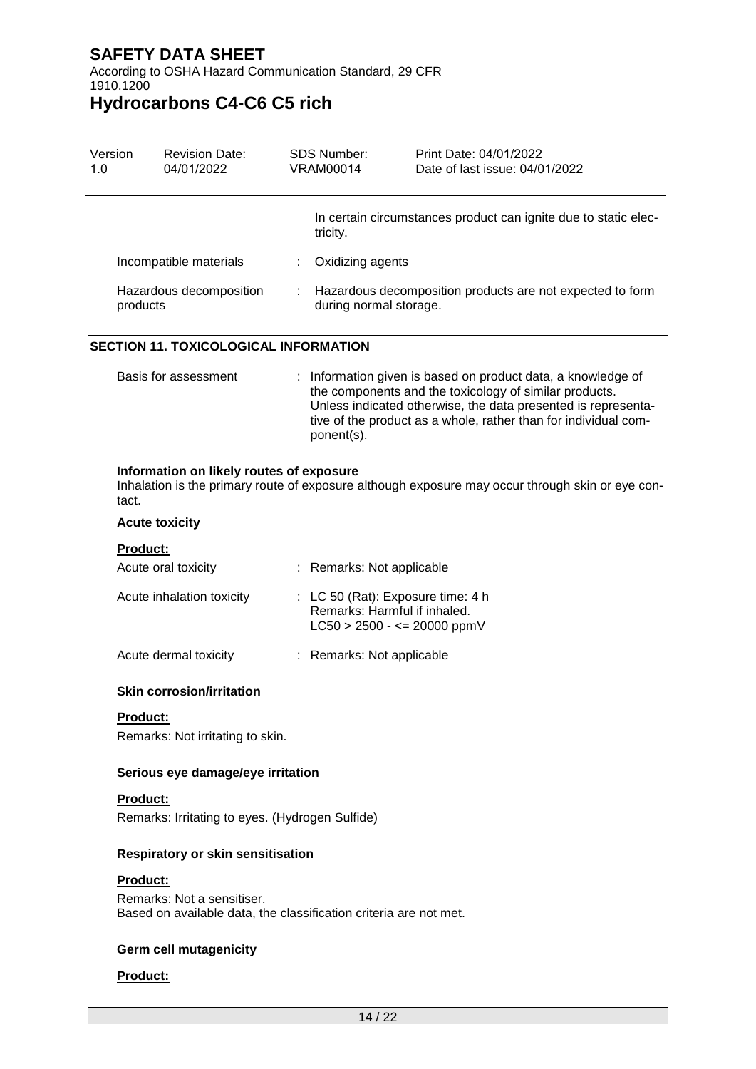In certain circumstances product can ignite due to static electricity.

| | |
|---|---|
| Incompatible materials | : Oxidizing agents |
| Hazardous decomposition products | : Hazardous decomposition products are not expected to form during normal storage. |

## SECTION 11. TOXICOLOGICAL INFORMATION

| | |
|---|---|
| Basis for assessment | : Information given is based on product data, a knowledge of the components and the toxicology of similar products. Unless indicated otherwise, the data presented is representative of the product as a whole, rather than for individual component(s). |

**Information on likely routes of exposure**

Inhalation is the primary route of exposure although exposure may occur through skin or eye contact.

**Acute toxicity**

**Product:**

| | |
|---|---|
| Acute oral toxicity | : Remarks: Not applicable |
| Acute inhalation toxicity | : LC 50 (Rat): Exposure time: 4 h<br>Remarks: Harmful if inhaled.<br>LC50 > 2500 - <= 20000 ppmV |
| Acute dermal toxicity | : Remarks: Not applicable |

**Skin corrosion/irritation**

**Product:**

Remarks: Not irritating to skin.

**Serious eye damage/eye irritation**

**Product:**

Remarks: Irritating to eyes. (Hydrogen Sulfide)

**Respiratory or skin sensitisation**

**Product:**

Remarks: Not a sensitiser.
Based on available data, the classification criteria are not met.

**Germ cell mutagenicity**

**Product:**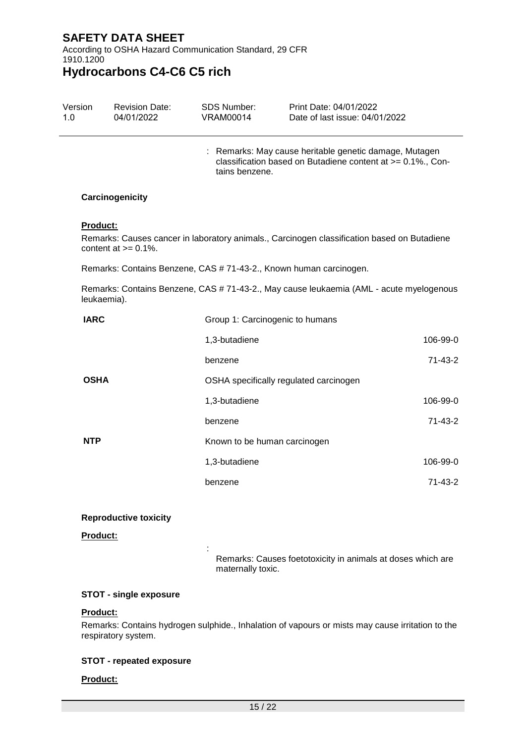: Remarks: May cause heritable genetic damage, Mutagen classification based on Butadiene content at >= 0.1%., Contains benzene.

**Carcinogenicity**

**Product:**

Remarks: Causes cancer in laboratory animals., Carcinogen classification based on Butadiene content at >= 0.1%.

Remarks: Contains Benzene, CAS # 71-43-2., Known human carcinogen.

Remarks: Contains Benzene, CAS # 71-43-2., May cause leukaemia (AML - acute myelogenous leukaemia).

| | | |
|---|---|---|
| **IARC** | Group 1: Carcinogenic to humans | |
| | 1,3-butadiene | 106-99-0 |
| | benzene | 71-43-2 |
| **OSHA** | OSHA specifically regulated carcinogen | |
| | 1,3-butadiene | 106-99-0 |
| | benzene | 71-43-2 |
| **NTP** | Known to be human carcinogen | |
| | 1,3-butadiene | 106-99-0 |
| | benzene | 71-43-2 |

**Reproductive toxicity**

**Product:**

: Remarks: Causes foetotoxicity in animals at doses which are maternally toxic.

**STOT - single exposure**

**Product:**

Remarks: Contains hydrogen sulphide., Inhalation of vapours or mists may cause irritation to the respiratory system.

**STOT - repeated exposure**

**Product:**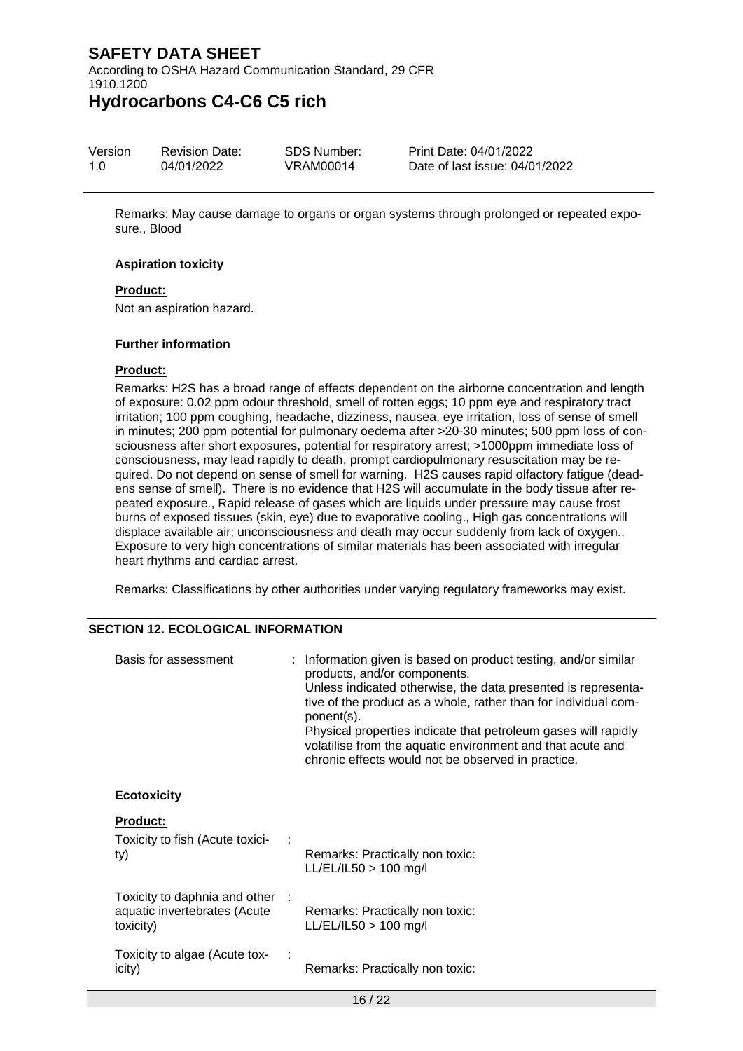Remarks: May cause damage to organs or organ systems through prolonged or repeated exposure., Blood

**Aspiration toxicity**

**Product:**

Not an aspiration hazard.

**Further information**

**Product:**

Remarks: H2S has a broad range of effects dependent on the airborne concentration and length of exposure: 0.02 ppm odour threshold, smell of rotten eggs; 10 ppm eye and respiratory tract irritation; 100 ppm coughing, headache, dizziness, nausea, eye irritation, loss of sense of smell in minutes; 200 ppm potential for pulmonary oedema after >20-30 minutes; 500 ppm loss of consciousness after short exposures, potential for respiratory arrest; >1000ppm immediate loss of consciousness, may lead rapidly to death, prompt cardiopulmonary resuscitation may be required. Do not depend on sense of smell for warning. H2S causes rapid olfactory fatigue (deadens sense of smell). There is no evidence that H2S will accumulate in the body tissue after repeated exposure., Rapid release of gases which are liquids under pressure may cause frost burns of exposed tissues (skin, eye) due to evaporative cooling., High gas concentrations will displace available air; unconsciousness and death may occur suddenly from lack of oxygen., Exposure to very high concentrations of similar materials has been associated with irregular heart rhythms and cardiac arrest.

Remarks: Classifications by other authorities under varying regulatory frameworks may exist.

## SECTION 12. ECOLOGICAL INFORMATION

Basis for assessment : Information given is based on product testing, and/or similar products, and/or components.
Unless indicated otherwise, the data presented is representative of the product as a whole, rather than for individual component(s).
Physical properties indicate that petroleum gases will rapidly volatilise from the aquatic environment and that acute and chronic effects would not be observed in practice.

**Ecotoxicity**

**Product:**

Toxicity to fish (Acute toxicity) : Remarks: Practically non toxic:
LL/EL/IL50 > 100 mg/l

Toxicity to daphnia and other aquatic invertebrates (Acute toxicity) : Remarks: Practically non toxic:
LL/EL/IL50 > 100 mg/l

Toxicity to algae (Acute toxicity) : Remarks: Practically non toxic: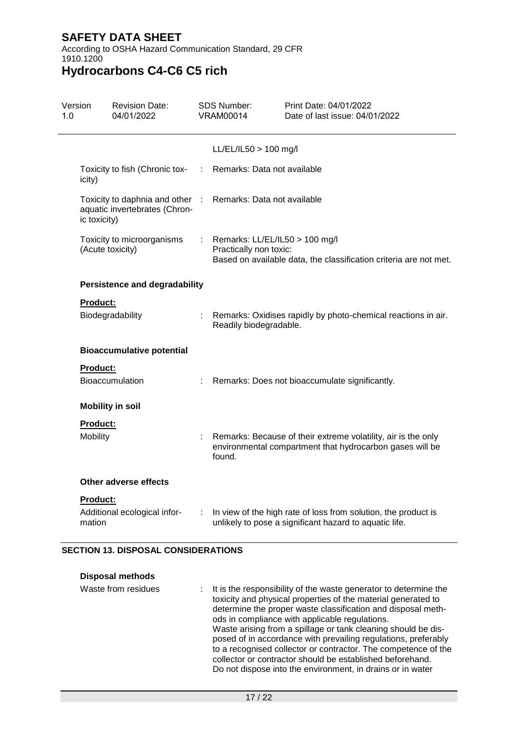LL/EL/IL50 > 100 mg/l

Toxicity to fish (Chronic toxicity) : Remarks: Data not available

Toxicity to daphnia and other aquatic invertebrates (Chronic toxicity) : Remarks: Data not available

Toxicity to microorganisms (Acute toxicity) : Remarks: LL/EL/IL50 > 100 mg/l
Practically non toxic:
Based on available data, the classification criteria are not met.

**Persistence and degradability**

**Product:**

Biodegradability : Remarks: Oxidises rapidly by photo-chemical reactions in air.
Readily biodegradable.

**Bioaccumulative potential**

**Product:**

Bioaccumulation : Remarks: Does not bioaccumulate significantly.

**Mobility in soil**

**Product:**

Mobility : Remarks: Because of their extreme volatility, air is the only environmental compartment that hydrocarbon gases will be found.

**Other adverse effects**

**Product:**

Additional ecological information : In view of the high rate of loss from solution, the product is unlikely to pose a significant hazard to aquatic life.

## SECTION 13. DISPOSAL CONSIDERATIONS

**Disposal methods**

Waste from residues : It is the responsibility of the waste generator to determine the toxicity and physical properties of the material generated to determine the proper waste classification and disposal methods in compliance with applicable regulations.
Waste arising from a spillage or tank cleaning should be disposed of in accordance with prevailing regulations, preferably to a recognised collector or contractor. The competence of the collector or contractor should be established beforehand.
Do not dispose into the environment, in drains or in water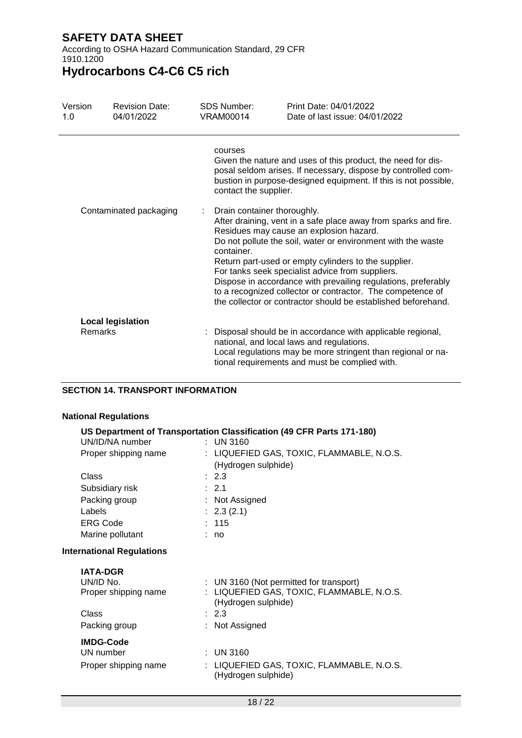courses
Given the nature and uses of this product, the need for disposal seldom arises. If necessary, dispose by controlled combustion in purpose-designed equipment. If this is not possible, contact the supplier.

| | |
|---|---|
| Contaminated packaging | : Drain container thoroughly.<br>After draining, vent in a safe place away from sparks and fire.<br>Residues may cause an explosion hazard.<br>Do not pollute the soil, water or environment with the waste container.<br>Return part-used or empty cylinders to the supplier.<br>For tanks seek specialist advice from suppliers.<br>Dispose in accordance with prevailing regulations, preferably to a recognized collector or contractor. The competence of the collector or contractor should be established beforehand. |

**Local legislation**

| | |
|---|---|
| Remarks | : Disposal should be in accordance with applicable regional, national, and local laws and regulations.<br>Local regulations may be more stringent than regional or national requirements and must be complied with. |

## SECTION 14. TRANSPORT INFORMATION

**National Regulations**

**US Department of Transportation Classification (49 CFR Parts 171-180)**

| | |
|---|---|
| UN/ID/NA number | : UN 3160 |
| Proper shipping name | : LIQUEFIED GAS, TOXIC, FLAMMABLE, N.O.S. (Hydrogen sulphide) |
| Class | : 2.3 |
| Subsidiary risk | : 2.1 |
| Packing group | : Not Assigned |
| Labels | : 2.3 (2.1) |
| ERG Code | : 115 |
| Marine pollutant | : no |

**International Regulations**

**IATA-DGR**

| | |
|---|---|
| UN/ID No. | : UN 3160 (Not permitted for transport) |
| Proper shipping name | : LIQUEFIED GAS, TOXIC, FLAMMABLE, N.O.S. (Hydrogen sulphide) |
| Class | : 2.3 |
| Packing group | : Not Assigned |

**IMDG-Code**

| | |
|---|---|
| UN number | : UN 3160 |
| Proper shipping name | : LIQUEFIED GAS, TOXIC, FLAMMABLE, N.O.S. (Hydrogen sulphide) |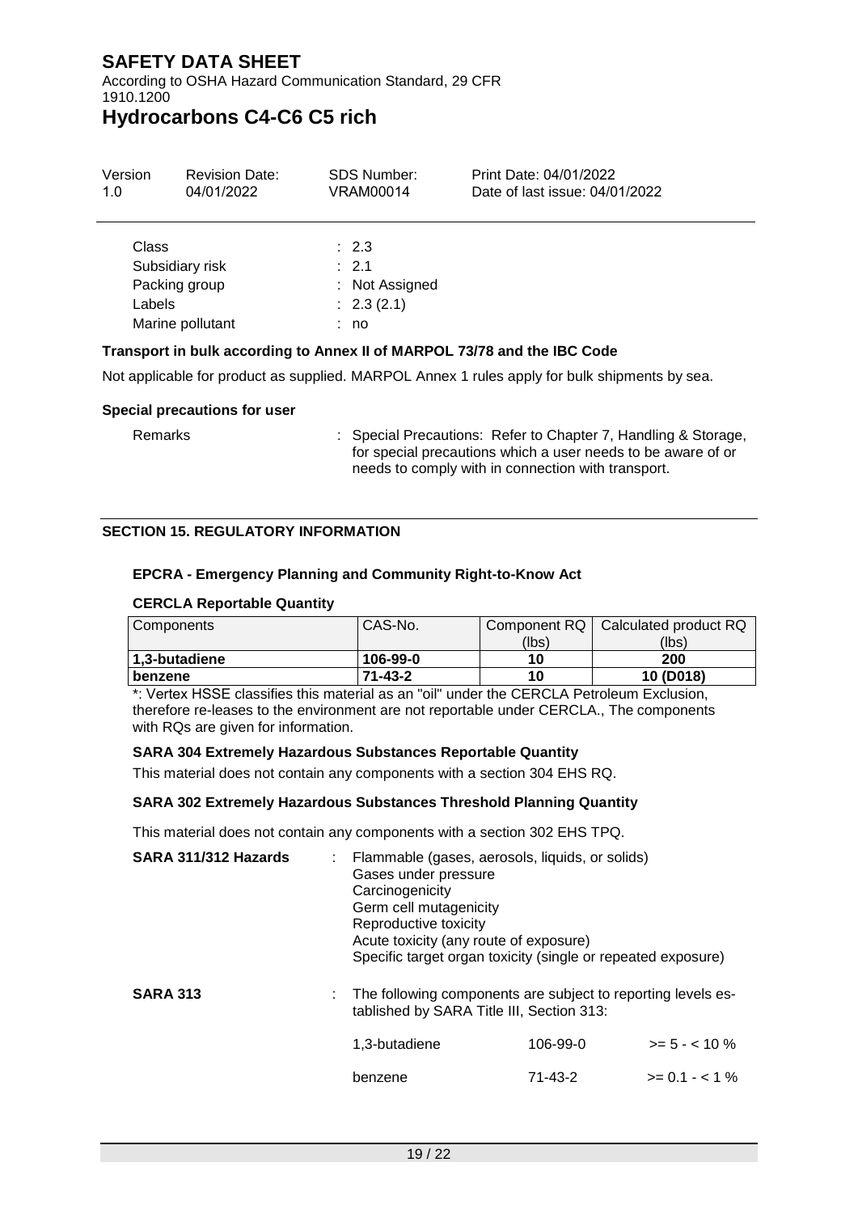| | |
|---|---|
| Class | : 2.3 |
| Subsidiary risk | : 2.1 |
| Packing group | : Not Assigned |
| Labels | : 2.3 (2.1) |
| Marine pollutant | : no |

**Transport in bulk according to Annex II of MARPOL 73/78 and the IBC Code**

Not applicable for product as supplied. MARPOL Annex 1 rules apply for bulk shipments by sea.

**Special precautions for user**

Remarks : Special Precautions: Refer to Chapter 7, Handling & Storage, for special precautions which a user needs to be aware of or needs to comply with in connection with transport.

## SECTION 15. REGULATORY INFORMATION

### EPCRA - Emergency Planning and Community Right-to-Know Act

**CERCLA Reportable Quantity**

| Components | CAS-No. | Component RQ (lbs) | Calculated product RQ (lbs) |
|---|---|---|---|
| **1,3-butadiene** | **106-99-0** | **10** | **200** |
| **benzene** | **71-43-2** | **10** | **10 (D018)** |

*: Vertex HSSE classifies this material as an "oil" under the CERCLA Petroleum Exclusion, therefore re-leases to the environment are not reportable under CERCLA., The components with RQs are given for information.

**SARA 304 Extremely Hazardous Substances Reportable Quantity**

This material does not contain any components with a section 304 EHS RQ.

**SARA 302 Extremely Hazardous Substances Threshold Planning Quantity**

This material does not contain any components with a section 302 EHS TPQ.

**SARA 311/312 Hazards** : Flammable (gases, aerosols, liquids, or solids)
Gases under pressure
Carcinogenicity
Germ cell mutagenicity
Reproductive toxicity
Acute toxicity (any route of exposure)
Specific target organ toxicity (single or repeated exposure)

**SARA 313** : The following components are subject to reporting levels established by SARA Title III, Section 313:

| | | |
|---|---|---|
| 1,3-butadiene | 106-99-0 | >= 5 - < 10 % |
| benzene | 71-43-2 | >= 0.1 - < 1 % |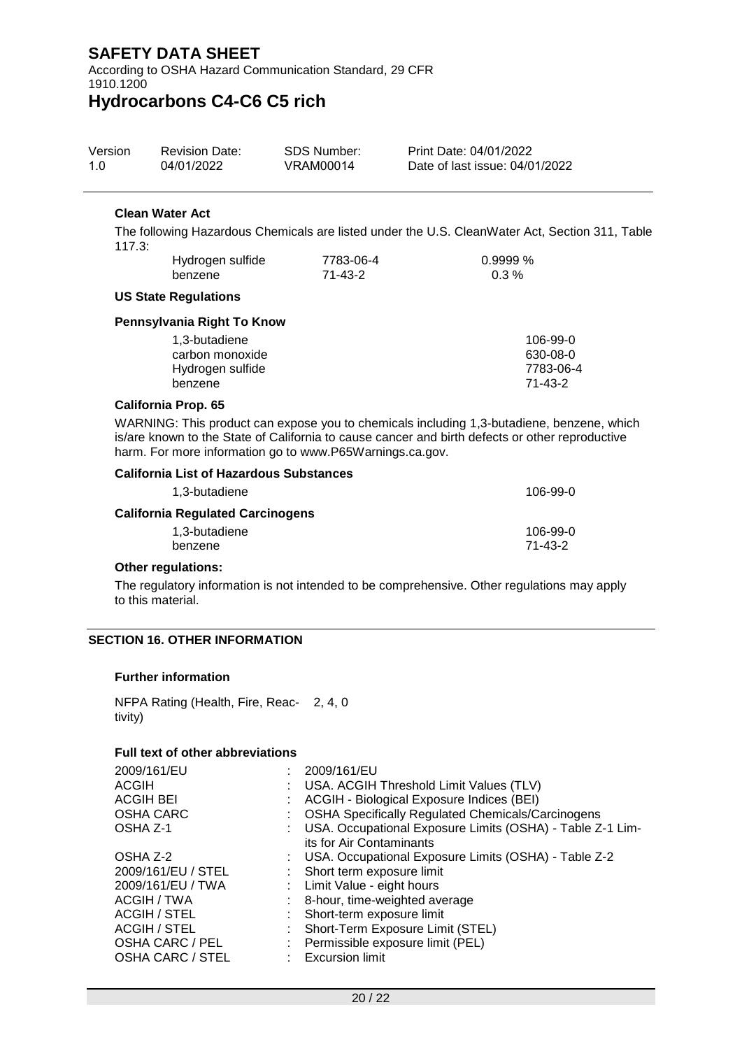**Clean Water Act**

The following Hazardous Chemicals are listed under the U.S. CleanWater Act, Section 311, Table 117.3:

| | | |
|---|---|---|
| Hydrogen sulfide | 7783-06-4 | 0.9999 % |
| benzene | 71-43-2 | 0.3 % |

**US State Regulations**

**Pennsylvania Right To Know**

| | |
|---|---|
| 1,3-butadiene | 106-99-0 |
| carbon monoxide | 630-08-0 |
| Hydrogen sulfide | 7783-06-4 |
| benzene | 71-43-2 |

**California Prop. 65**

WARNING: This product can expose you to chemicals including 1,3-butadiene, benzene, which is/are known to the State of California to cause cancer and birth defects or other reproductive harm. For more information go to www.P65Warnings.ca.gov.

**California List of Hazardous Substances**

| | |
|---|---|
| 1,3-butadiene | 106-99-0 |

**California Regulated Carcinogens**

| | |
|---|---|
| 1,3-butadiene | 106-99-0 |
| benzene | 71-43-2 |

**Other regulations:**

The regulatory information is not intended to be comprehensive. Other regulations may apply to this material.

## SECTION 16. OTHER INFORMATION

**Further information**

NFPA Rating (Health, Fire, Reactivity) 2, 4, 0

**Full text of other abbreviations**

| | |
|---|---|
| 2009/161/EU | : 2009/161/EU |
| ACGIH | : USA. ACGIH Threshold Limit Values (TLV) |
| ACGIH BEI | : ACGIH - Biological Exposure Indices (BEI) |
| OSHA CARC | : OSHA Specifically Regulated Chemicals/Carcinogens |
| OSHA Z-1 | : USA. Occupational Exposure Limits (OSHA) - Table Z-1 Limits for Air Contaminants |
| OSHA Z-2 | : USA. Occupational Exposure Limits (OSHA) - Table Z-2 |
| 2009/161/EU / STEL | : Short term exposure limit |
| 2009/161/EU / TWA | : Limit Value - eight hours |
| ACGIH / TWA | : 8-hour, time-weighted average |
| ACGIH / STEL | : Short-term exposure limit |
| ACGIH / STEL | : Short-Term Exposure Limit (STEL) |
| OSHA CARC / PEL | : Permissible exposure limit (PEL) |
| OSHA CARC / STEL | : Excursion limit |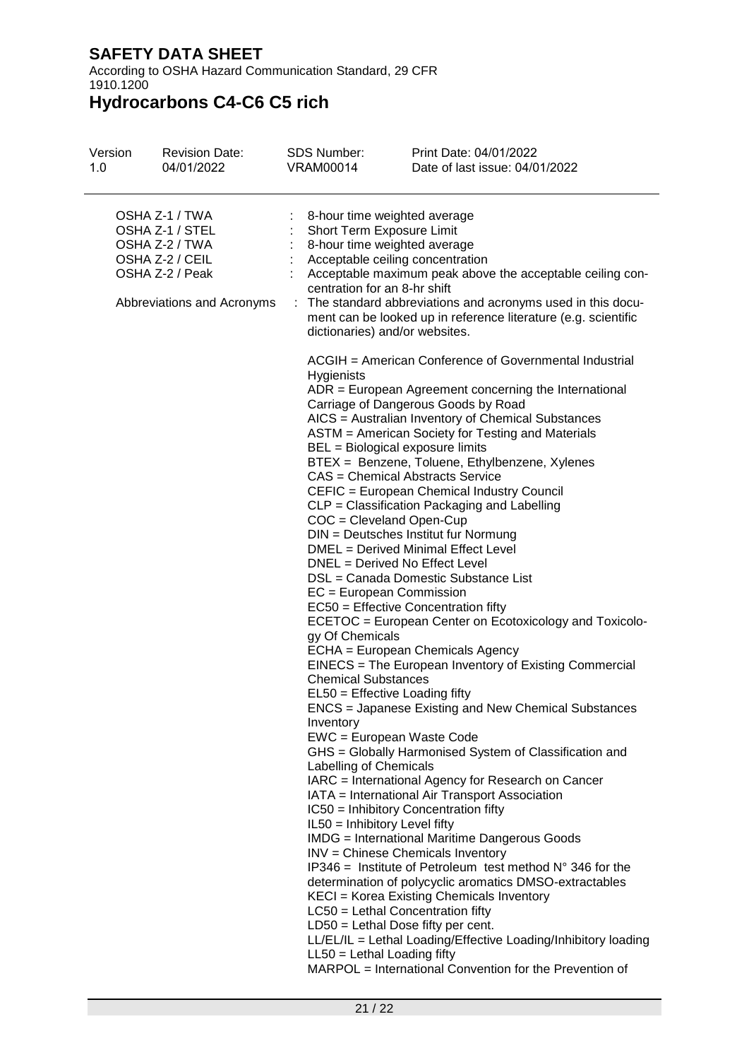| | |
|---|---|
| OSHA Z-1 / TWA | : 8-hour time weighted average |
| OSHA Z-1 / STEL | : Short Term Exposure Limit |
| OSHA Z-2 / TWA | : 8-hour time weighted average |
| OSHA Z-2 / CEIL | : Acceptable ceiling concentration |
| OSHA Z-2 / Peak | : Acceptable maximum peak above the acceptable ceiling concentration for an 8-hr shift |

Abbreviations and Acronyms : The standard abbreviations and acronyms used in this document can be looked up in reference literature (e.g. scientific dictionaries) and/or websites.

ACGIH = American Conference of Governmental Industrial Hygienists
ADR = European Agreement concerning the International Carriage of Dangerous Goods by Road
AICS = Australian Inventory of Chemical Substances
ASTM = American Society for Testing and Materials
BEL = Biological exposure limits
BTEX = Benzene, Toluene, Ethylbenzene, Xylenes
CAS = Chemical Abstracts Service
CEFIC = European Chemical Industry Council
CLP = Classification Packaging and Labelling
COC = Cleveland Open-Cup
DIN = Deutsches Institut fur Normung
DMEL = Derived Minimal Effect Level
DNEL = Derived No Effect Level
DSL = Canada Domestic Substance List
EC = European Commission
EC50 = Effective Concentration fifty
ECETOC = European Center on Ecotoxicology and Toxicology Of Chemicals
ECHA = European Chemicals Agency
EINECS = The European Inventory of Existing Commercial Chemical Substances
EL50 = Effective Loading fifty
ENCS = Japanese Existing and New Chemical Substances Inventory
EWC = European Waste Code
GHS = Globally Harmonised System of Classification and Labelling of Chemicals
IARC = International Agency for Research on Cancer
IATA = International Air Transport Association
IC50 = Inhibitory Concentration fifty
IL50 = Inhibitory Level fifty
IMDG = International Maritime Dangerous Goods
INV = Chinese Chemicals Inventory
IP346 = Institute of Petroleum test method N° 346 for the determination of polycyclic aromatics DMSO-extractables
KECI = Korea Existing Chemicals Inventory
LC50 = Lethal Concentration fifty
LD50 = Lethal Dose fifty per cent.
LL/EL/IL = Lethal Loading/Effective Loading/Inhibitory loading
LL50 = Lethal Loading fifty
MARPOL = International Convention for the Prevention of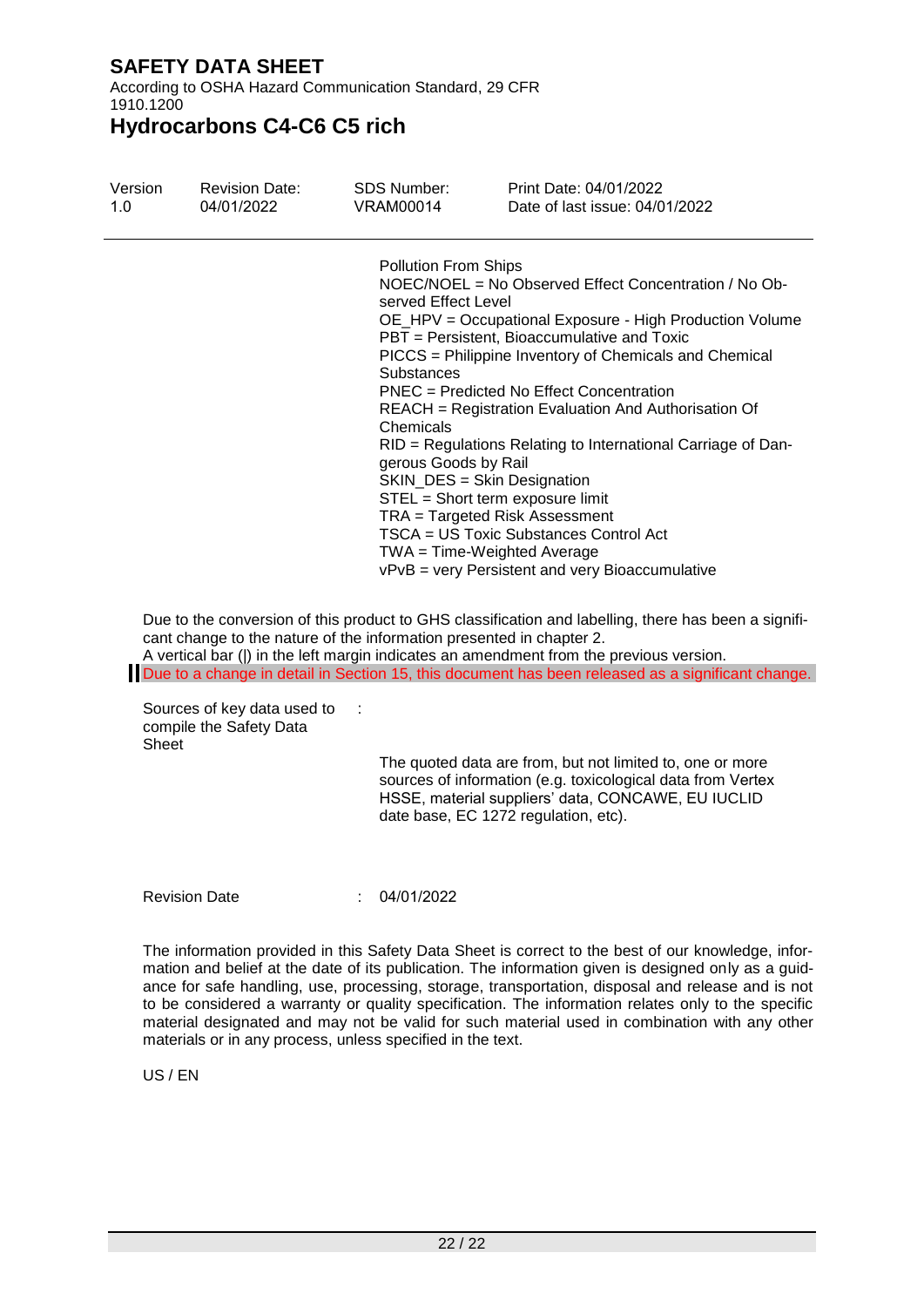Pollution From Ships
NOEC/NOEL = No Observed Effect Concentration / No Observed Effect Level
OE_HPV = Occupational Exposure - High Production Volume
PBT = Persistent, Bioaccumulative and Toxic
PICCS = Philippine Inventory of Chemicals and Chemical Substances
PNEC = Predicted No Effect Concentration
REACH = Registration Evaluation And Authorisation Of Chemicals
RID = Regulations Relating to International Carriage of Dangerous Goods by Rail
SKIN_DES = Skin Designation
STEL = Short term exposure limit
TRA = Targeted Risk Assessment
TSCA = US Toxic Substances Control Act
TWA = Time-Weighted Average
vPvB = very Persistent and very Bioaccumulative

Due to the conversion of this product to GHS classification and labelling, there has been a significant change to the nature of the information presented in chapter 2.
A vertical bar (|) in the left margin indicates an amendment from the previous version.
Due to a change in detail in Section 15, this document has been released as a significant change.

Sources of key data used to compile the Safety Data Sheet :

The quoted data are from, but not limited to, one or more sources of information (e.g. toxicological data from Vertex HSSE, material suppliers' data, CONCAWE, EU IUCLID date base, EC 1272 regulation, etc).

Revision Date : 04/01/2022

The information provided in this Safety Data Sheet is correct to the best of our knowledge, information and belief at the date of its publication. The information given is designed only as a guidance for safe handling, use, processing, storage, transportation, disposal and release and is not to be considered a warranty or quality specification. The information relates only to the specific material designated and may not be valid for such material used in combination with any other materials or in any process, unless specified in the text.

US / EN